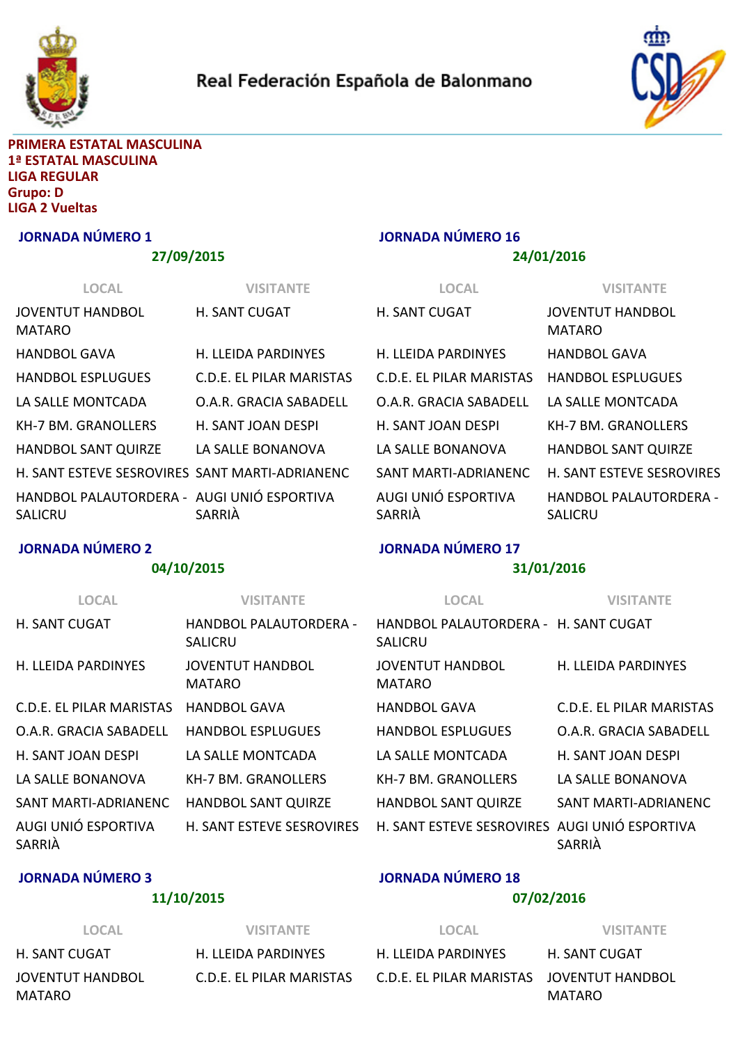Real Federación Española de Balonmano

**PRIMERA ESTATAL MASCULINA**
**1ª ESTATAL MASCULINA**
**LIGA REGULAR**
**Grupo: D**
**LIGA 2 Vueltas**

### JORNADA NÚMERO 1

**27/09/2015**

| LOCAL | VISITANTE |
|---|---|
| JOVENTUT HANDBOL MATARO | H. SANT CUGAT |
| HANDBOL GAVA | H. LLEIDA PARDINYES |
| HANDBOL ESPLUGUES | C.D.E. EL PILAR MARISTAS |
| LA SALLE MONTCADA | O.A.R. GRACIA SABADELL |
| KH-7 BM. GRANOLLERS | H. SANT JOAN DESPI |
| HANDBOL SANT QUIRZE | LA SALLE BONANOVA |
| H. SANT ESTEVE SESROVIRES | SANT MARTI-ADRIANENC |
| HANDBOL PALAUTORDERA - SALICRU | AUGI UNIÓ ESPORTIVA SARRIÀ |

### JORNADA NÚMERO 2

**04/10/2015**

| LOCAL | VISITANTE |
|---|---|
| H. SANT CUGAT | HANDBOL PALAUTORDERA - SALICRU |
| H. LLEIDA PARDINYES | JOVENTUT HANDBOL MATARO |
| C.D.E. EL PILAR MARISTAS | HANDBOL GAVA |
| O.A.R. GRACIA SABADELL | HANDBOL ESPLUGUES |
| H. SANT JOAN DESPI | LA SALLE MONTCADA |
| LA SALLE BONANOVA | KH-7 BM. GRANOLLERS |
| SANT MARTI-ADRIANENC | HANDBOL SANT QUIRZE |
| AUGI UNIÓ ESPORTIVA SARRIÀ | H. SANT ESTEVE SESROVIRES |

### JORNADA NÚMERO 3

**11/10/2015**

| LOCAL | VISITANTE |
|---|---|
| H. SANT CUGAT | H. LLEIDA PARDINYES |
| JOVENTUT HANDBOL MATARO | C.D.E. EL PILAR MARISTAS |

### JORNADA NÚMERO 16

**24/01/2016**

| LOCAL | VISITANTE |
|---|---|
| H. SANT CUGAT | JOVENTUT HANDBOL MATARO |
| H. LLEIDA PARDINYES | HANDBOL GAVA |
| C.D.E. EL PILAR MARISTAS | HANDBOL ESPLUGUES |
| O.A.R. GRACIA SABADELL | LA SALLE MONTCADA |
| H. SANT JOAN DESPI | KH-7 BM. GRANOLLERS |
| LA SALLE BONANOVA | HANDBOL SANT QUIRZE |
| SANT MARTI-ADRIANENC | H. SANT ESTEVE SESROVIRES |
| AUGI UNIÓ ESPORTIVA SARRIÀ | HANDBOL PALAUTORDERA - SALICRU |

### JORNADA NÚMERO 17

**31/01/2016**

| LOCAL | VISITANTE |
|---|---|
| HANDBOL PALAUTORDERA - SALICRU | H. SANT CUGAT |
| JOVENTUT HANDBOL MATARO | H. LLEIDA PARDINYES |
| HANDBOL GAVA | C.D.E. EL PILAR MARISTAS |
| HANDBOL ESPLUGUES | O.A.R. GRACIA SABADELL |
| LA SALLE MONTCADA | H. SANT JOAN DESPI |
| KH-7 BM. GRANOLLERS | LA SALLE BONANOVA |
| HANDBOL SANT QUIRZE | SANT MARTI-ADRIANENC |
| H. SANT ESTEVE SESROVIRES | AUGI UNIÓ ESPORTIVA SARRIÀ |

### JORNADA NÚMERO 18

**07/02/2016**

| LOCAL | VISITANTE |
|---|---|
| H. LLEIDA PARDINYES | H. SANT CUGAT |
| C.D.E. EL PILAR MARISTAS | JOVENTUT HANDBOL MATARO |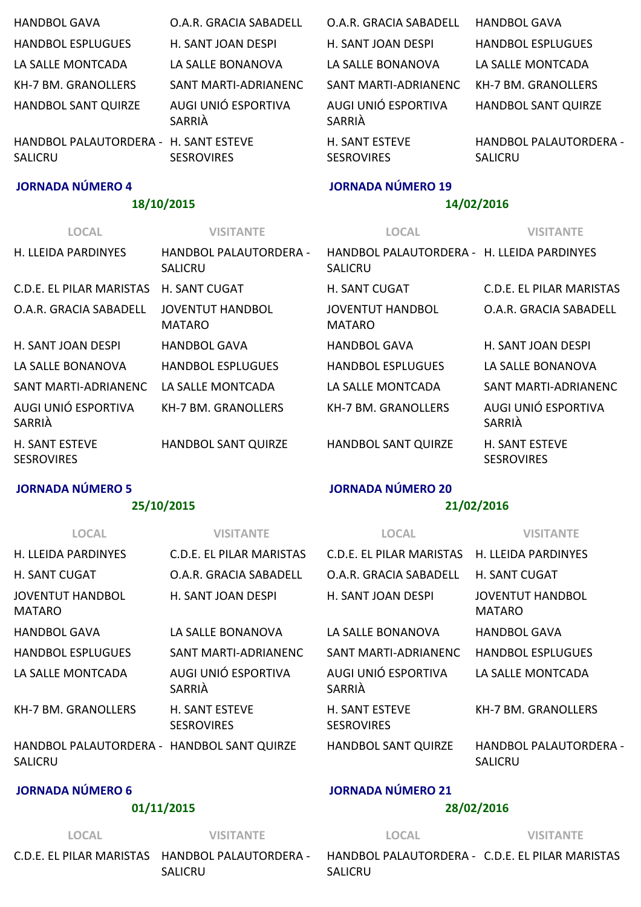| | |
|---|---|
| HANDBOL GAVA | O.A.R. GRACIA SABADELL |
| HANDBOL ESPLUGUES | H. SANT JOAN DESPI |
| LA SALLE MONTCADA | LA SALLE BONANOVA |
| KH-7 BM. GRANOLLERS | SANT MARTI-ADRIANENC |
| HANDBOL SANT QUIRZE | AUGI UNIÓ ESPORTIVA SARRIÀ |
| HANDBOL PALAUTORDERA - SALICRU | H. SANT ESTEVE SESROVIRES |

| | |
|---|---|
| O.A.R. GRACIA SABADELL | HANDBOL GAVA |
| H. SANT JOAN DESPI | HANDBOL ESPLUGUES |
| LA SALLE BONANOVA | LA SALLE MONTCADA |
| SANT MARTI-ADRIANENC | KH-7 BM. GRANOLLERS |
| AUGI UNIÓ ESPORTIVA SARRIÀ | HANDBOL SANT QUIRZE |
| H. SANT ESTEVE SESROVIRES | HANDBOL PALAUTORDERA - SALICRU |

**JORNADA NÚMERO 4**

**18/10/2015**

| LOCAL | VISITANTE |
|---|---|
| H. LLEIDA PARDINYES | HANDBOL PALAUTORDERA - SALICRU |
| C.D.E. EL PILAR MARISTAS | H. SANT CUGAT |
| O.A.R. GRACIA SABADELL | JOVENTUT HANDBOL MATARO |
| H. SANT JOAN DESPI | HANDBOL GAVA |
| LA SALLE BONANOVA | HANDBOL ESPLUGUES |
| SANT MARTI-ADRIANENC | LA SALLE MONTCADA |
| AUGI UNIÓ ESPORTIVA SARRIÀ | KH-7 BM. GRANOLLERS |
| H. SANT ESTEVE SESROVIRES | HANDBOL SANT QUIRZE |

**JORNADA NÚMERO 19**

**14/02/2016**

| LOCAL | VISITANTE |
|---|---|
| HANDBOL PALAUTORDERA - SALICRU | H. LLEIDA PARDINYES |
| H. SANT CUGAT | C.D.E. EL PILAR MARISTAS |
| JOVENTUT HANDBOL MATARO | O.A.R. GRACIA SABADELL |
| HANDBOL GAVA | H. SANT JOAN DESPI |
| HANDBOL ESPLUGUES | LA SALLE BONANOVA |
| LA SALLE MONTCADA | SANT MARTI-ADRIANENC |
| KH-7 BM. GRANOLLERS | AUGI UNIÓ ESPORTIVA SARRIÀ |
| HANDBOL SANT QUIRZE | H. SANT ESTEVE SESROVIRES |

**JORNADA NÚMERO 5**

**25/10/2015**

| LOCAL | VISITANTE |
|---|---|
| H. LLEIDA PARDINYES | C.D.E. EL PILAR MARISTAS |
| H. SANT CUGAT | O.A.R. GRACIA SABADELL |
| JOVENTUT HANDBOL MATARO | H. SANT JOAN DESPI |
| HANDBOL GAVA | LA SALLE BONANOVA |
| HANDBOL ESPLUGUES | SANT MARTI-ADRIANENC |
| LA SALLE MONTCADA | AUGI UNIÓ ESPORTIVA SARRIÀ |
| KH-7 BM. GRANOLLERS | H. SANT ESTEVE SESROVIRES |
| HANDBOL PALAUTORDERA - SALICRU | HANDBOL SANT QUIRZE |

**JORNADA NÚMERO 20**

**21/02/2016**

| LOCAL | VISITANTE |
|---|---|
| C.D.E. EL PILAR MARISTAS | H. LLEIDA PARDINYES |
| O.A.R. GRACIA SABADELL | H. SANT CUGAT |
| H. SANT JOAN DESPI | JOVENTUT HANDBOL MATARO |
| LA SALLE BONANOVA | HANDBOL GAVA |
| SANT MARTI-ADRIANENC | HANDBOL ESPLUGUES |
| AUGI UNIÓ ESPORTIVA SARRIÀ | LA SALLE MONTCADA |
| H. SANT ESTEVE SESROVIRES | KH-7 BM. GRANOLLERS |
| HANDBOL SANT QUIRZE | HANDBOL PALAUTORDERA - SALICRU |

**JORNADA NÚMERO 6**

**01/11/2015**

| LOCAL | VISITANTE |
|---|---|
| C.D.E. EL PILAR MARISTAS | HANDBOL PALAUTORDERA - SALICRU |

**JORNADA NÚMERO 21**

**28/02/2016**

| LOCAL | VISITANTE |
|---|---|
| HANDBOL PALAUTORDERA - SALICRU | C.D.E. EL PILAR MARISTAS |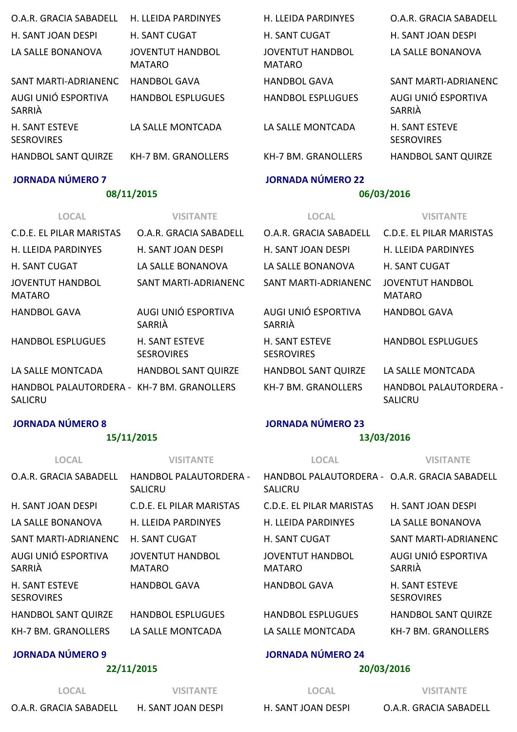| | |
|---|---|
| O.A.R. GRACIA SABADELL | H. LLEIDA PARDINYES |
| H. SANT JOAN DESPI | H. SANT CUGAT |
| LA SALLE BONANOVA | JOVENTUT HANDBOL MATARO |
| SANT MARTI-ADRIANENC | HANDBOL GAVA |
| AUGI UNIÓ ESPORTIVA SARRIÀ | HANDBOL ESPLUGUES |
| H. SANT ESTEVE SESROVIRES | LA SALLE MONTCADA |
| HANDBOL SANT QUIRZE | KH-7 BM. GRANOLLERS |

### JORNADA NÚMERO 7

**08/11/2015**

| LOCAL | VISITANTE |
|---|---|
| C.D.E. EL PILAR MARISTAS | O.A.R. GRACIA SABADELL |
| H. LLEIDA PARDINYES | H. SANT JOAN DESPI |
| H. SANT CUGAT | LA SALLE BONANOVA |
| JOVENTUT HANDBOL MATARO | SANT MARTI-ADRIANENC |
| HANDBOL GAVA | AUGI UNIÓ ESPORTIVA SARRIÀ |
| HANDBOL ESPLUGUES | H. SANT ESTEVE SESROVIRES |
| LA SALLE MONTCADA | HANDBOL SANT QUIRZE |
| HANDBOL PALAUTORDERA - SALICRU | KH-7 BM. GRANOLLERS |

### JORNADA NÚMERO 8

**15/11/2015**

| LOCAL | VISITANTE |
|---|---|
| O.A.R. GRACIA SABADELL | HANDBOL PALAUTORDERA - SALICRU |
| H. SANT JOAN DESPI | C.D.E. EL PILAR MARISTAS |
| LA SALLE BONANOVA | H. LLEIDA PARDINYES |
| SANT MARTI-ADRIANENC | H. SANT CUGAT |
| AUGI UNIÓ ESPORTIVA SARRIÀ | JOVENTUT HANDBOL MATARO |
| H. SANT ESTEVE SESROVIRES | HANDBOL GAVA |
| HANDBOL SANT QUIRZE | HANDBOL ESPLUGUES |
| KH-7 BM. GRANOLLERS | LA SALLE MONTCADA |

### JORNADA NÚMERO 9

**22/11/2015**

| LOCAL | VISITANTE |
|---|---|
| O.A.R. GRACIA SABADELL | H. SANT JOAN DESPI |

| | |
|---|---|
| H. LLEIDA PARDINYES | O.A.R. GRACIA SABADELL |
| H. SANT CUGAT | H. SANT JOAN DESPI |
| JOVENTUT HANDBOL MATARO | LA SALLE BONANOVA |
| HANDBOL GAVA | SANT MARTI-ADRIANENC |
| HANDBOL ESPLUGUES | AUGI UNIÓ ESPORTIVA SARRIÀ |
| LA SALLE MONTCADA | H. SANT ESTEVE SESROVIRES |
| KH-7 BM. GRANOLLERS | HANDBOL SANT QUIRZE |

### JORNADA NÚMERO 22

**06/03/2016**

| LOCAL | VISITANTE |
|---|---|
| O.A.R. GRACIA SABADELL | C.D.E. EL PILAR MARISTAS |
| H. SANT JOAN DESPI | H. LLEIDA PARDINYES |
| LA SALLE BONANOVA | H. SANT CUGAT |
| SANT MARTI-ADRIANENC | JOVENTUT HANDBOL MATARO |
| AUGI UNIÓ ESPORTIVA SARRIÀ | HANDBOL GAVA |
| H. SANT ESTEVE SESROVIRES | HANDBOL ESPLUGUES |
| HANDBOL SANT QUIRZE | LA SALLE MONTCADA |
| KH-7 BM. GRANOLLERS | HANDBOL PALAUTORDERA - SALICRU |

### JORNADA NÚMERO 23

**13/03/2016**

| LOCAL | VISITANTE |
|---|---|
| HANDBOL PALAUTORDERA - SALICRU | O.A.R. GRACIA SABADELL |
| C.D.E. EL PILAR MARISTAS | H. SANT JOAN DESPI |
| H. LLEIDA PARDINYES | LA SALLE BONANOVA |
| H. SANT CUGAT | SANT MARTI-ADRIANENC |
| JOVENTUT HANDBOL MATARO | AUGI UNIÓ ESPORTIVA SARRIÀ |
| HANDBOL GAVA | H. SANT ESTEVE SESROVIRES |
| HANDBOL ESPLUGUES | HANDBOL SANT QUIRZE |
| LA SALLE MONTCADA | KH-7 BM. GRANOLLERS |

### JORNADA NÚMERO 24

**20/03/2016**

| LOCAL | VISITANTE |
|---|---|
| H. SANT JOAN DESPI | O.A.R. GRACIA SABADELL |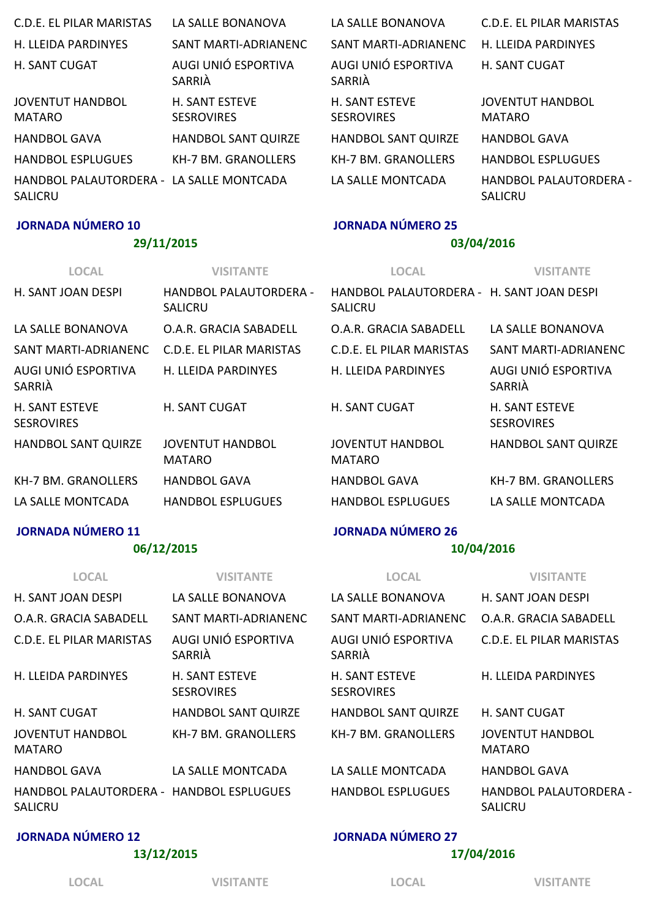| LOCAL | VISITANTE |
|---|---|
| C.D.E. EL PILAR MARISTAS | LA SALLE BONANOVA |
| H. LLEIDA PARDINYES | SANT MARTI-ADRIANENC |
| H. SANT CUGAT | AUGI UNIÓ ESPORTIVA SARRIÀ |
| JOVENTUT HANDBOL MATARO | H. SANT ESTEVE SESROVIRES |
| HANDBOL GAVA | HANDBOL SANT QUIRZE |
| HANDBOL ESPLUGUES | KH-7 BM. GRANOLLERS |
| HANDBOL PALAUTORDERA - SALICRU | LA SALLE MONTCADA |

| LOCAL | VISITANTE |
|---|---|
| LA SALLE BONANOVA | C.D.E. EL PILAR MARISTAS |
| SANT MARTI-ADRIANENC | H. LLEIDA PARDINYES |
| AUGI UNIÓ ESPORTIVA SARRIÀ | H. SANT CUGAT |
| H. SANT ESTEVE SESROVIRES | JOVENTUT HANDBOL MATARO |
| HANDBOL SANT QUIRZE | HANDBOL GAVA |
| KH-7 BM. GRANOLLERS | HANDBOL ESPLUGUES |
| LA SALLE MONTCADA | HANDBOL PALAUTORDERA - SALICRU |

**JORNADA NÚMERO 10**

**29/11/2015**

| LOCAL | VISITANTE |
|---|---|
| H. SANT JOAN DESPI | HANDBOL PALAUTORDERA - SALICRU |
| LA SALLE BONANOVA | O.A.R. GRACIA SABADELL |
| SANT MARTI-ADRIANENC | C.D.E. EL PILAR MARISTAS |
| AUGI UNIÓ ESPORTIVA SARRIÀ | H. LLEIDA PARDINYES |
| H. SANT ESTEVE SESROVIRES | H. SANT CUGAT |
| HANDBOL SANT QUIRZE | JOVENTUT HANDBOL MATARO |
| KH-7 BM. GRANOLLERS | HANDBOL GAVA |
| LA SALLE MONTCADA | HANDBOL ESPLUGUES |

**JORNADA NÚMERO 25**

**03/04/2016**

| LOCAL | VISITANTE |
|---|---|
| HANDBOL PALAUTORDERA - SALICRU | H. SANT JOAN DESPI |
| O.A.R. GRACIA SABADELL | LA SALLE BONANOVA |
| C.D.E. EL PILAR MARISTAS | SANT MARTI-ADRIANENC |
| H. LLEIDA PARDINYES | AUGI UNIÓ ESPORTIVA SARRIÀ |
| H. SANT CUGAT | H. SANT ESTEVE SESROVIRES |
| JOVENTUT HANDBOL MATARO | HANDBOL SANT QUIRZE |
| HANDBOL GAVA | KH-7 BM. GRANOLLERS |
| HANDBOL ESPLUGUES | LA SALLE MONTCADA |

**JORNADA NÚMERO 11**

**06/12/2015**

| LOCAL | VISITANTE |
|---|---|
| H. SANT JOAN DESPI | LA SALLE BONANOVA |
| O.A.R. GRACIA SABADELL | SANT MARTI-ADRIANENC |
| C.D.E. EL PILAR MARISTAS | AUGI UNIÓ ESPORTIVA SARRIÀ |
| H. LLEIDA PARDINYES | H. SANT ESTEVE SESROVIRES |
| H. SANT CUGAT | HANDBOL SANT QUIRZE |
| JOVENTUT HANDBOL MATARO | KH-7 BM. GRANOLLERS |
| HANDBOL GAVA | LA SALLE MONTCADA |
| HANDBOL PALAUTORDERA - SALICRU | HANDBOL ESPLUGUES |

**JORNADA NÚMERO 26**

**10/04/2016**

| LOCAL | VISITANTE |
|---|---|
| LA SALLE BONANOVA | H. SANT JOAN DESPI |
| SANT MARTI-ADRIANENC | O.A.R. GRACIA SABADELL |
| AUGI UNIÓ ESPORTIVA SARRIÀ | C.D.E. EL PILAR MARISTAS |
| H. SANT ESTEVE SESROVIRES | H. LLEIDA PARDINYES |
| HANDBOL SANT QUIRZE | H. SANT CUGAT |
| KH-7 BM. GRANOLLERS | JOVENTUT HANDBOL MATARO |
| LA SALLE MONTCADA | HANDBOL GAVA |
| HANDBOL ESPLUGUES | HANDBOL PALAUTORDERA - SALICRU |

**JORNADA NÚMERO 12**

**13/12/2015**

| LOCAL | VISITANTE |
|---|---|

**JORNADA NÚMERO 27**

**17/04/2016**

| LOCAL | VISITANTE |
|---|---|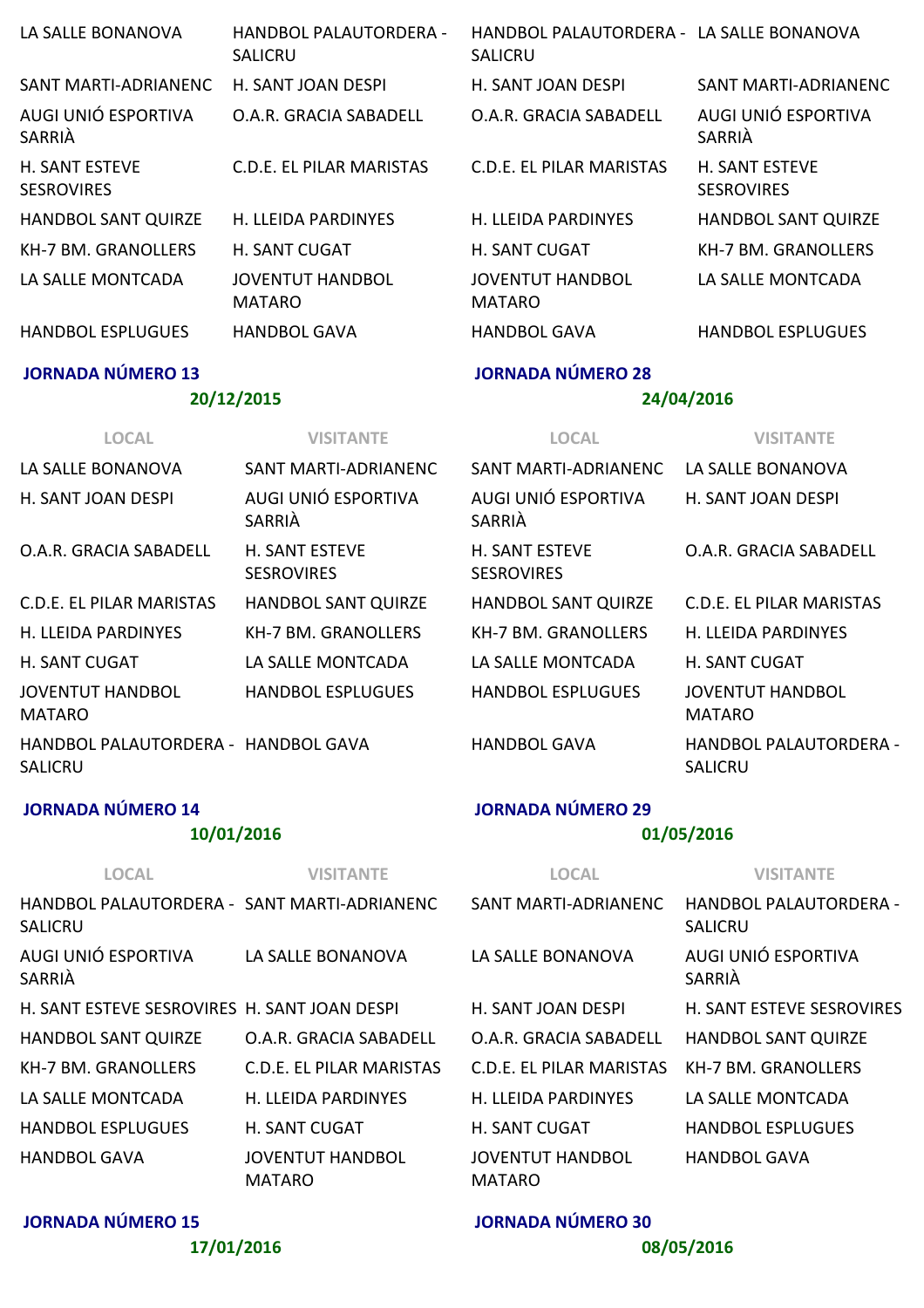| LOCAL | VISITANTE | LOCAL | VISITANTE |
|---|---|---|---|
| LA SALLE BONANOVA | HANDBOL PALAUTORDERA - SALICRU | HANDBOL PALAUTORDERA - SALICRU | LA SALLE BONANOVA |
| SANT MARTI-ADRIANENC | H. SANT JOAN DESPI | H. SANT JOAN DESPI | SANT MARTI-ADRIANENC |
| AUGI UNIÓ ESPORTIVA SARRIÀ | O.A.R. GRACIA SABADELL | O.A.R. GRACIA SABADELL | AUGI UNIÓ ESPORTIVA SARRIÀ |
| H. SANT ESTEVE SESROVIRES | C.D.E. EL PILAR MARISTAS | C.D.E. EL PILAR MARISTAS | H. SANT ESTEVE SESROVIRES |
| HANDBOL SANT QUIRZE | H. LLEIDA PARDINYES | H. LLEIDA PARDINYES | HANDBOL SANT QUIRZE |
| KH-7 BM. GRANOLLERS | H. SANT CUGAT | H. SANT CUGAT | KH-7 BM. GRANOLLERS |
| LA SALLE MONTCADA | JOVENTUT HANDBOL MATARO | JOVENTUT HANDBOL MATARO | LA SALLE MONTCADA |
| HANDBOL ESPLUGUES | HANDBOL GAVA | HANDBOL GAVA | HANDBOL ESPLUGUES |

## JORNADA NÚMERO 13

**20/12/2015**

| LOCAL | VISITANTE |
|---|---|
| LA SALLE BONANOVA | SANT MARTI-ADRIANENC |
| H. SANT JOAN DESPI | AUGI UNIÓ ESPORTIVA SARRIÀ |
| O.A.R. GRACIA SABADELL | H. SANT ESTEVE SESROVIRES |
| C.D.E. EL PILAR MARISTAS | HANDBOL SANT QUIRZE |
| H. LLEIDA PARDINYES | KH-7 BM. GRANOLLERS |
| H. SANT CUGAT | LA SALLE MONTCADA |
| JOVENTUT HANDBOL MATARO | HANDBOL ESPLUGUES |
| HANDBOL PALAUTORDERA - SALICRU | HANDBOL GAVA |

## JORNADA NÚMERO 28

**24/04/2016**

| LOCAL | VISITANTE |
|---|---|
| SANT MARTI-ADRIANENC | LA SALLE BONANOVA |
| AUGI UNIÓ ESPORTIVA SARRIÀ | H. SANT JOAN DESPI |
| H. SANT ESTEVE SESROVIRES | O.A.R. GRACIA SABADELL |
| HANDBOL SANT QUIRZE | C.D.E. EL PILAR MARISTAS |
| KH-7 BM. GRANOLLERS | H. LLEIDA PARDINYES |
| LA SALLE MONTCADA | H. SANT CUGAT |
| HANDBOL ESPLUGUES | JOVENTUT HANDBOL MATARO |
| HANDBOL GAVA | HANDBOL PALAUTORDERA - SALICRU |

## JORNADA NÚMERO 14

**10/01/2016**

| LOCAL | VISITANTE |
|---|---|
| HANDBOL PALAUTORDERA - SALICRU | SANT MARTI-ADRIANENC |
| AUGI UNIÓ ESPORTIVA SARRIÀ | LA SALLE BONANOVA |
| H. SANT ESTEVE SESROVIRES | H. SANT JOAN DESPI |
| HANDBOL SANT QUIRZE | O.A.R. GRACIA SABADELL |
| KH-7 BM. GRANOLLERS | C.D.E. EL PILAR MARISTAS |
| LA SALLE MONTCADA | H. LLEIDA PARDINYES |
| HANDBOL ESPLUGUES | H. SANT CUGAT |
| HANDBOL GAVA | JOVENTUT HANDBOL MATARO |

## JORNADA NÚMERO 29

**01/05/2016**

| LOCAL | VISITANTE |
|---|---|
| SANT MARTI-ADRIANENC | HANDBOL PALAUTORDERA - SALICRU |
| LA SALLE BONANOVA | AUGI UNIÓ ESPORTIVA SARRIÀ |
| H. SANT JOAN DESPI | H. SANT ESTEVE SESROVIRES |
| O.A.R. GRACIA SABADELL | HANDBOL SANT QUIRZE |
| C.D.E. EL PILAR MARISTAS | KH-7 BM. GRANOLLERS |
| H. LLEIDA PARDINYES | LA SALLE MONTCADA |
| H. SANT CUGAT | HANDBOL ESPLUGUES |
| JOVENTUT HANDBOL MATARO | HANDBOL GAVA |

## JORNADA NÚMERO 15

**17/01/2016**

## JORNADA NÚMERO 30

**08/05/2016**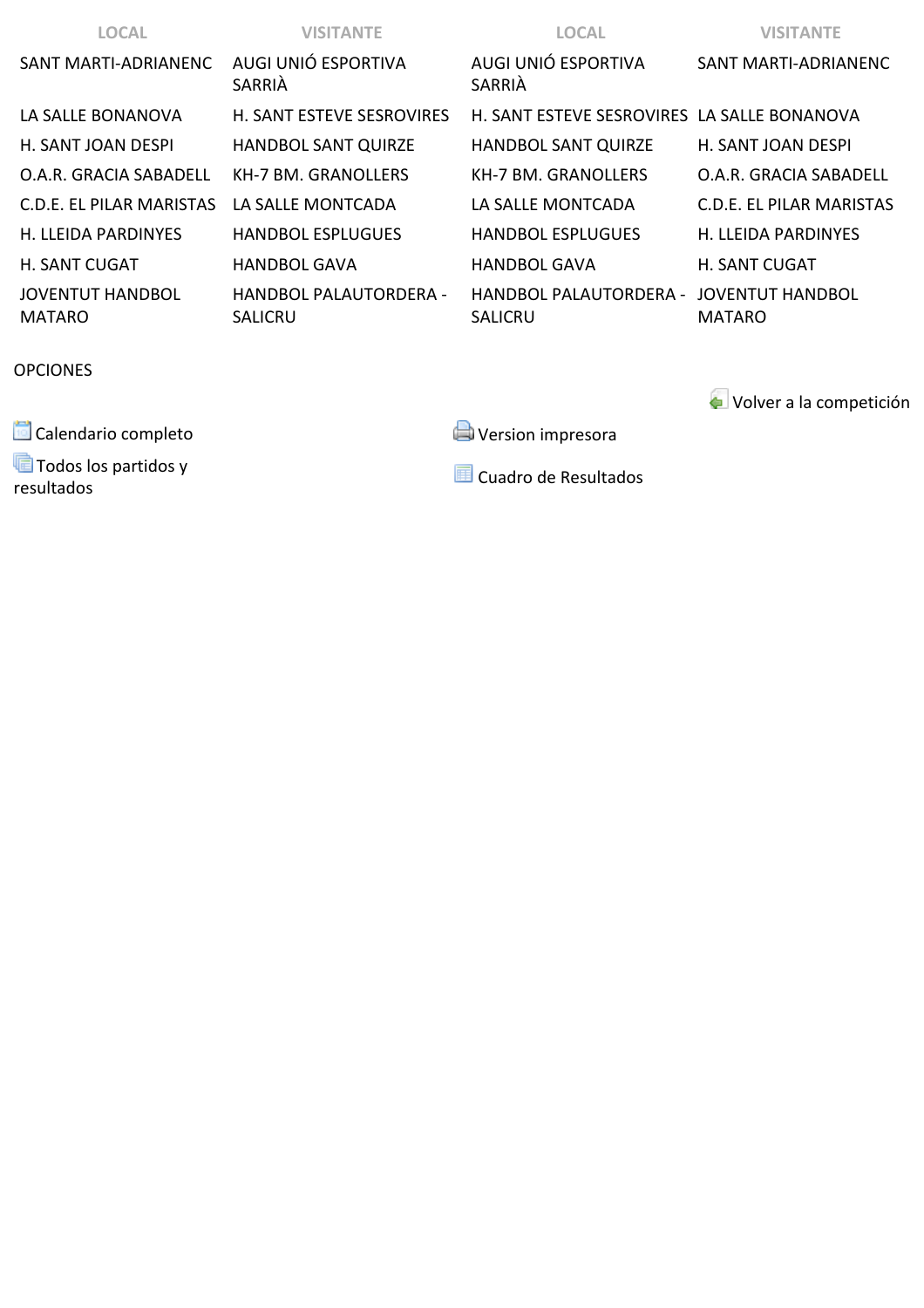| LOCAL | VISITANTE | LOCAL | VISITANTE |
|---|---|---|---|
| SANT MARTI-ADRIANENC | AUGI UNIÓ ESPORTIVA SARRIÀ | AUGI UNIÓ ESPORTIVA SARRIÀ | SANT MARTI-ADRIANENC |
| LA SALLE BONANOVA | H. SANT ESTEVE SESROVIRES | H. SANT ESTEVE SESROVIRES | LA SALLE BONANOVA |
| H. SANT JOAN DESPI | HANDBOL SANT QUIRZE | HANDBOL SANT QUIRZE | H. SANT JOAN DESPI |
| O.A.R. GRACIA SABADELL | KH-7 BM. GRANOLLERS | KH-7 BM. GRANOLLERS | O.A.R. GRACIA SABADELL |
| C.D.E. EL PILAR MARISTAS | LA SALLE MONTCADA | LA SALLE MONTCADA | C.D.E. EL PILAR MARISTAS |
| H. LLEIDA PARDINYES | HANDBOL ESPLUGUES | HANDBOL ESPLUGUES | H. LLEIDA PARDINYES |
| H. SANT CUGAT | HANDBOL GAVA | HANDBOL GAVA | H. SANT CUGAT |
| JOVENTUT HANDBOL MATARO | HANDBOL PALAUTORDERA - SALICRU | HANDBOL PALAUTORDERA - SALICRU | JOVENTUT HANDBOL MATARO |

OPCIONES

Volver a la competición

Calendario completo

Version impresora

Todos los partidos y resultados

Cuadro de Resultados